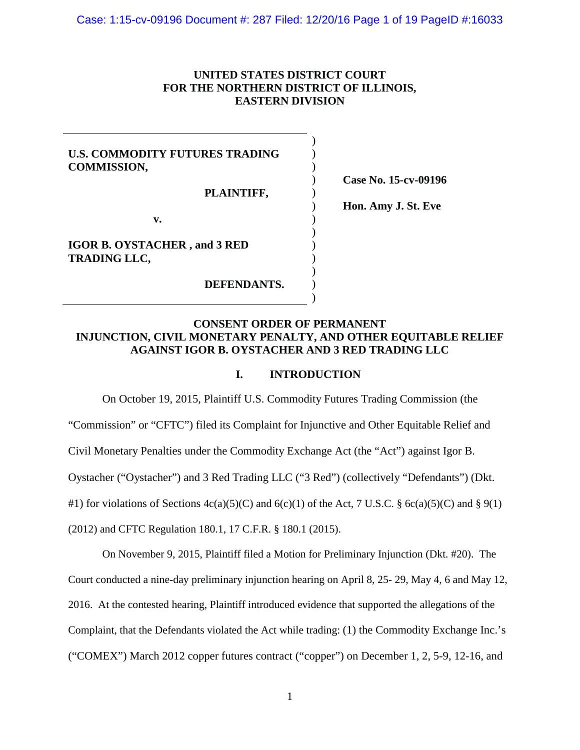**UNITED STATES DISTRICT COURT**
**FOR THE NORTHERN DISTRICT OF ILLINOIS,**
**EASTERN DIVISION**

**U.S. COMMODITY FUTURES TRADING COMMISSION,**

**PLAINTIFF,**

**v.**

**IGOR B. OYSTACHER , and 3 RED TRADING LLC,**

**DEFENDANTS.**

**Case No. 15-cv-09196**

**Hon. Amy J. St. Eve**

**CONSENT ORDER OF PERMANENT INJUNCTION, CIVIL MONETARY PENALTY, AND OTHER EQUITABLE RELIEF AGAINST IGOR B. OYSTACHER AND 3 RED TRADING LLC**

## I. INTRODUCTION

On October 19, 2015, Plaintiff U.S. Commodity Futures Trading Commission (the "Commission" or "CFTC") filed its Complaint for Injunctive and Other Equitable Relief and Civil Monetary Penalties under the Commodity Exchange Act (the "Act") against Igor B. Oystacher ("Oystacher") and 3 Red Trading LLC ("3 Red") (collectively "Defendants") (Dkt. #1) for violations of Sections 4c(a)(5)(C) and 6(c)(1) of the Act, 7 U.S.C. § 6c(a)(5)(C) and § 9(1) (2012) and CFTC Regulation 180.1, 17 C.F.R. § 180.1 (2015).

On November 9, 2015, Plaintiff filed a Motion for Preliminary Injunction (Dkt. #20). The Court conducted a nine-day preliminary injunction hearing on April 8, 25- 29, May 4, 6 and May 12, 2016. At the contested hearing, Plaintiff introduced evidence that supported the allegations of the Complaint, that the Defendants violated the Act while trading: (1) the Commodity Exchange Inc.'s ("COMEX") March 2012 copper futures contract ("copper") on December 1, 2, 5-9, 12-16, and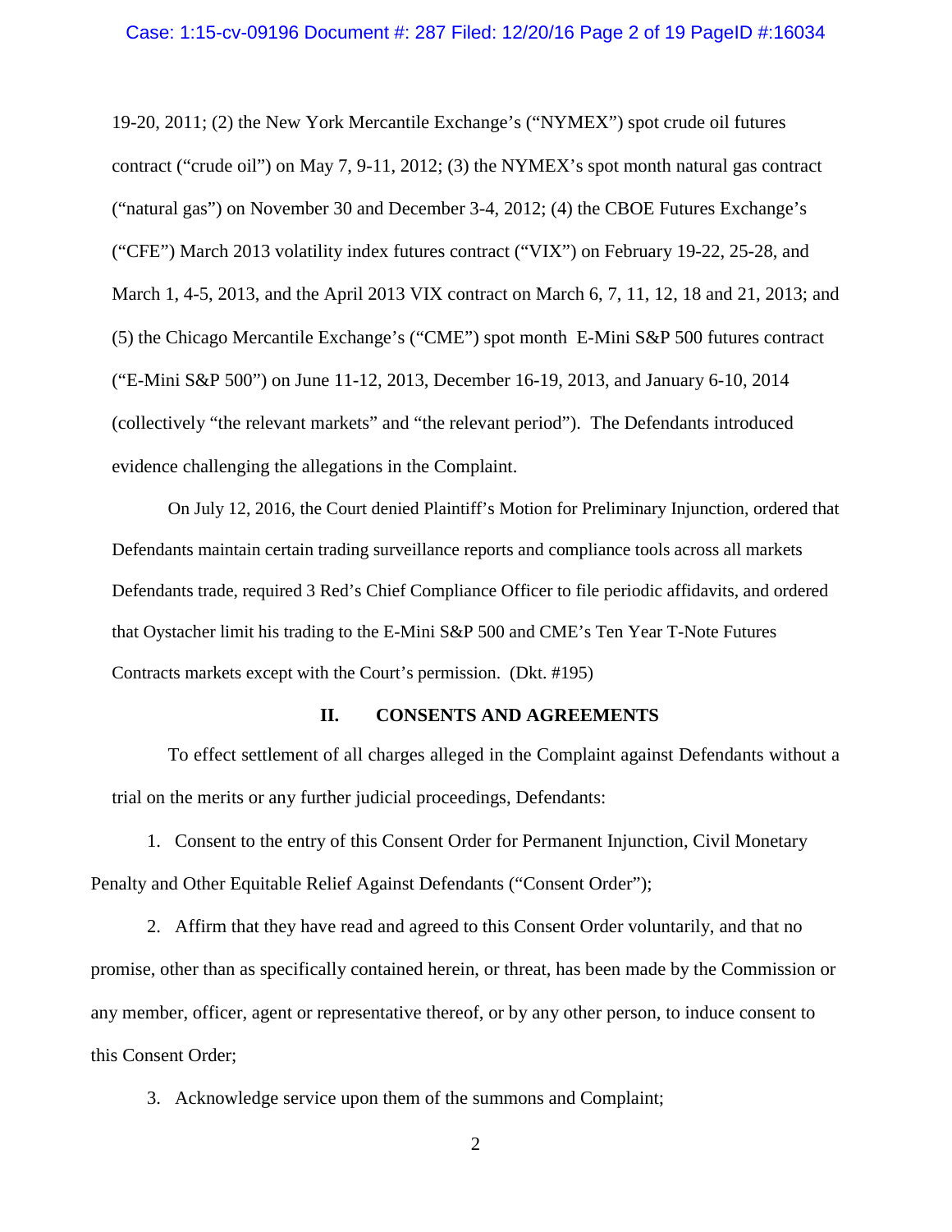19-20, 2011; (2) the New York Mercantile Exchange's ("NYMEX") spot crude oil futures contract ("crude oil") on May 7, 9-11, 2012; (3) the NYMEX's spot month natural gas contract ("natural gas") on November 30 and December 3-4, 2012; (4) the CBOE Futures Exchange's ("CFE") March 2013 volatility index futures contract ("VIX") on February 19-22, 25-28, and March 1, 4-5, 2013, and the April 2013 VIX contract on March 6, 7, 11, 12, 18 and 21, 2013; and (5) the Chicago Mercantile Exchange's ("CME") spot month E-Mini S&P 500 futures contract ("E-Mini S&P 500") on June 11-12, 2013, December 16-19, 2013, and January 6-10, 2014 (collectively "the relevant markets" and "the relevant period"). The Defendants introduced evidence challenging the allegations in the Complaint.

On July 12, 2016, the Court denied Plaintiff's Motion for Preliminary Injunction, ordered that Defendants maintain certain trading surveillance reports and compliance tools across all markets Defendants trade, required 3 Red's Chief Compliance Officer to file periodic affidavits, and ordered that Oystacher limit his trading to the E-Mini S&P 500 and CME's Ten Year T-Note Futures Contracts markets except with the Court's permission. (Dkt. #195)

## II. CONSENTS AND AGREEMENTS

To effect settlement of all charges alleged in the Complaint against Defendants without a trial on the merits or any further judicial proceedings, Defendants:

1. Consent to the entry of this Consent Order for Permanent Injunction, Civil Monetary Penalty and Other Equitable Relief Against Defendants ("Consent Order");

2. Affirm that they have read and agreed to this Consent Order voluntarily, and that no promise, other than as specifically contained herein, or threat, has been made by the Commission or any member, officer, agent or representative thereof, or by any other person, to induce consent to this Consent Order;

3. Acknowledge service upon them of the summons and Complaint;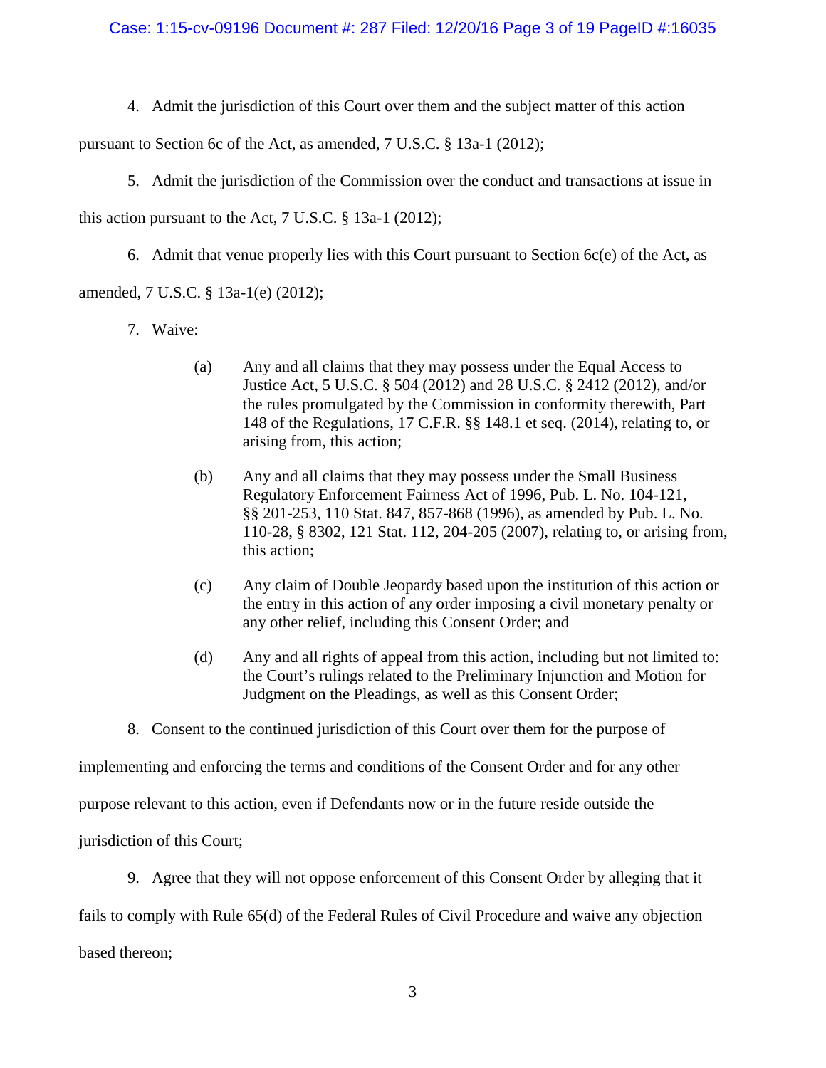4. Admit the jurisdiction of this Court over them and the subject matter of this action pursuant to Section 6c of the Act, as amended, 7 U.S.C. § 13a-1 (2012);

5. Admit the jurisdiction of the Commission over the conduct and transactions at issue in this action pursuant to the Act, 7 U.S.C. § 13a-1 (2012);

6. Admit that venue properly lies with this Court pursuant to Section 6c(e) of the Act, as amended, 7 U.S.C. § 13a-1(e) (2012);

7. Waive:

   (a) Any and all claims that they may possess under the Equal Access to Justice Act, 5 U.S.C. § 504 (2012) and 28 U.S.C. § 2412 (2012), and/or the rules promulgated by the Commission in conformity therewith, Part 148 of the Regulations, 17 C.F.R. §§ 148.1 et seq. (2014), relating to, or arising from, this action;

   (b) Any and all claims that they may possess under the Small Business Regulatory Enforcement Fairness Act of 1996, Pub. L. No. 104-121, §§ 201-253, 110 Stat. 847, 857-868 (1996), as amended by Pub. L. No. 110-28, § 8302, 121 Stat. 112, 204-205 (2007), relating to, or arising from, this action;

   (c) Any claim of Double Jeopardy based upon the institution of this action or the entry in this action of any order imposing a civil monetary penalty or any other relief, including this Consent Order; and

   (d) Any and all rights of appeal from this action, including but not limited to: the Court's rulings related to the Preliminary Injunction and Motion for Judgment on the Pleadings, as well as this Consent Order;

8. Consent to the continued jurisdiction of this Court over them for the purpose of implementing and enforcing the terms and conditions of the Consent Order and for any other purpose relevant to this action, even if Defendants now or in the future reside outside the jurisdiction of this Court;

9. Agree that they will not oppose enforcement of this Consent Order by alleging that it fails to comply with Rule 65(d) of the Federal Rules of Civil Procedure and waive any objection based thereon;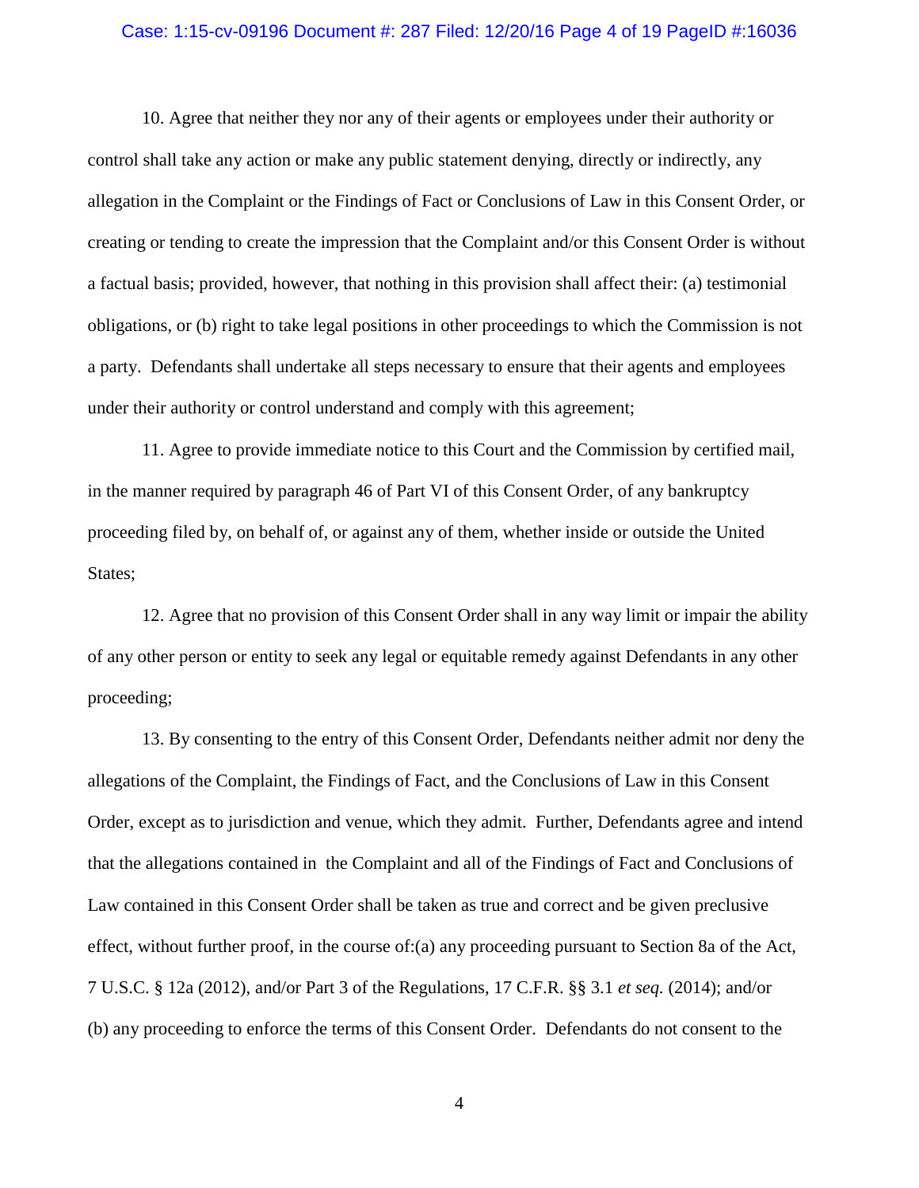10. Agree that neither they nor any of their agents or employees under their authority or control shall take any action or make any public statement denying, directly or indirectly, any allegation in the Complaint or the Findings of Fact or Conclusions of Law in this Consent Order, or creating or tending to create the impression that the Complaint and/or this Consent Order is without a factual basis; provided, however, that nothing in this provision shall affect their: (a) testimonial obligations, or (b) right to take legal positions in other proceedings to which the Commission is not a party. Defendants shall undertake all steps necessary to ensure that their agents and employees under their authority or control understand and comply with this agreement;

11. Agree to provide immediate notice to this Court and the Commission by certified mail, in the manner required by paragraph 46 of Part VI of this Consent Order, of any bankruptcy proceeding filed by, on behalf of, or against any of them, whether inside or outside the United States;

12. Agree that no provision of this Consent Order shall in any way limit or impair the ability of any other person or entity to seek any legal or equitable remedy against Defendants in any other proceeding;

13. By consenting to the entry of this Consent Order, Defendants neither admit nor deny the allegations of the Complaint, the Findings of Fact, and the Conclusions of Law in this Consent Order, except as to jurisdiction and venue, which they admit. Further, Defendants agree and intend that the allegations contained in the Complaint and all of the Findings of Fact and Conclusions of Law contained in this Consent Order shall be taken as true and correct and be given preclusive effect, without further proof, in the course of:(a) any proceeding pursuant to Section 8a of the Act, 7 U.S.C. § 12a (2012), and/or Part 3 of the Regulations, 17 C.F.R. §§ 3.1 *et seq.* (2014); and/or (b) any proceeding to enforce the terms of this Consent Order. Defendants do not consent to the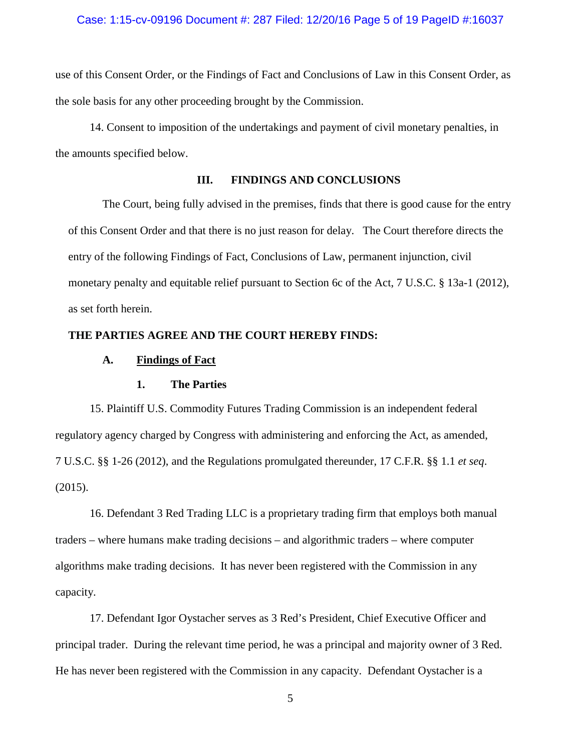use of this Consent Order, or the Findings of Fact and Conclusions of Law in this Consent Order, as the sole basis for any other proceeding brought by the Commission.

14. Consent to imposition of the undertakings and payment of civil monetary penalties, in the amounts specified below.

## III. FINDINGS AND CONCLUSIONS

The Court, being fully advised in the premises, finds that there is good cause for the entry of this Consent Order and that there is no just reason for delay. The Court therefore directs the entry of the following Findings of Fact, Conclusions of Law, permanent injunction, civil monetary penalty and equitable relief pursuant to Section 6c of the Act, 7 U.S.C. § 13a-1 (2012), as set forth herein.

**THE PARTIES AGREE AND THE COURT HEREBY FINDS:**

### A. Findings of Fact

#### 1. The Parties

15. Plaintiff U.S. Commodity Futures Trading Commission is an independent federal regulatory agency charged by Congress with administering and enforcing the Act, as amended, 7 U.S.C. §§ 1-26 (2012), and the Regulations promulgated thereunder, 17 C.F.R. §§ 1.1 *et seq*. (2015).

16. Defendant 3 Red Trading LLC is a proprietary trading firm that employs both manual traders – where humans make trading decisions – and algorithmic traders – where computer algorithms make trading decisions. It has never been registered with the Commission in any capacity.

17. Defendant Igor Oystacher serves as 3 Red's President, Chief Executive Officer and principal trader. During the relevant time period, he was a principal and majority owner of 3 Red. He has never been registered with the Commission in any capacity. Defendant Oystacher is a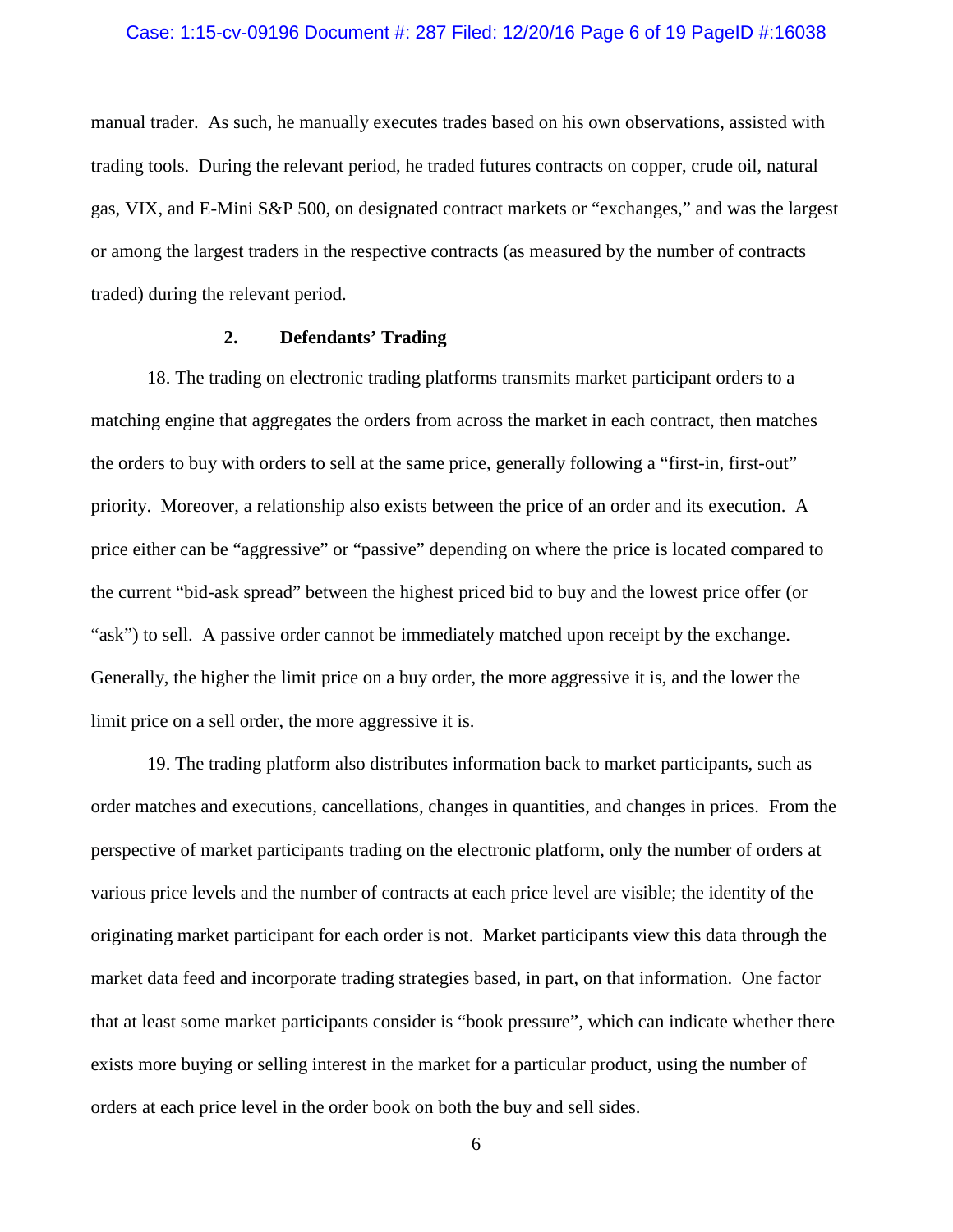manual trader. As such, he manually executes trades based on his own observations, assisted with trading tools. During the relevant period, he traded futures contracts on copper, crude oil, natural gas, VIX, and E-Mini S&P 500, on designated contract markets or "exchanges," and was the largest or among the largest traders in the respective contracts (as measured by the number of contracts traded) during the relevant period.

### 2. Defendants' Trading

18. The trading on electronic trading platforms transmits market participant orders to a matching engine that aggregates the orders from across the market in each contract, then matches the orders to buy with orders to sell at the same price, generally following a "first-in, first-out" priority. Moreover, a relationship also exists between the price of an order and its execution. A price either can be "aggressive" or "passive" depending on where the price is located compared to the current "bid-ask spread" between the highest priced bid to buy and the lowest price offer (or "ask") to sell. A passive order cannot be immediately matched upon receipt by the exchange. Generally, the higher the limit price on a buy order, the more aggressive it is, and the lower the limit price on a sell order, the more aggressive it is.

19. The trading platform also distributes information back to market participants, such as order matches and executions, cancellations, changes in quantities, and changes in prices. From the perspective of market participants trading on the electronic platform, only the number of orders at various price levels and the number of contracts at each price level are visible; the identity of the originating market participant for each order is not. Market participants view this data through the market data feed and incorporate trading strategies based, in part, on that information. One factor that at least some market participants consider is "book pressure", which can indicate whether there exists more buying or selling interest in the market for a particular product, using the number of orders at each price level in the order book on both the buy and sell sides.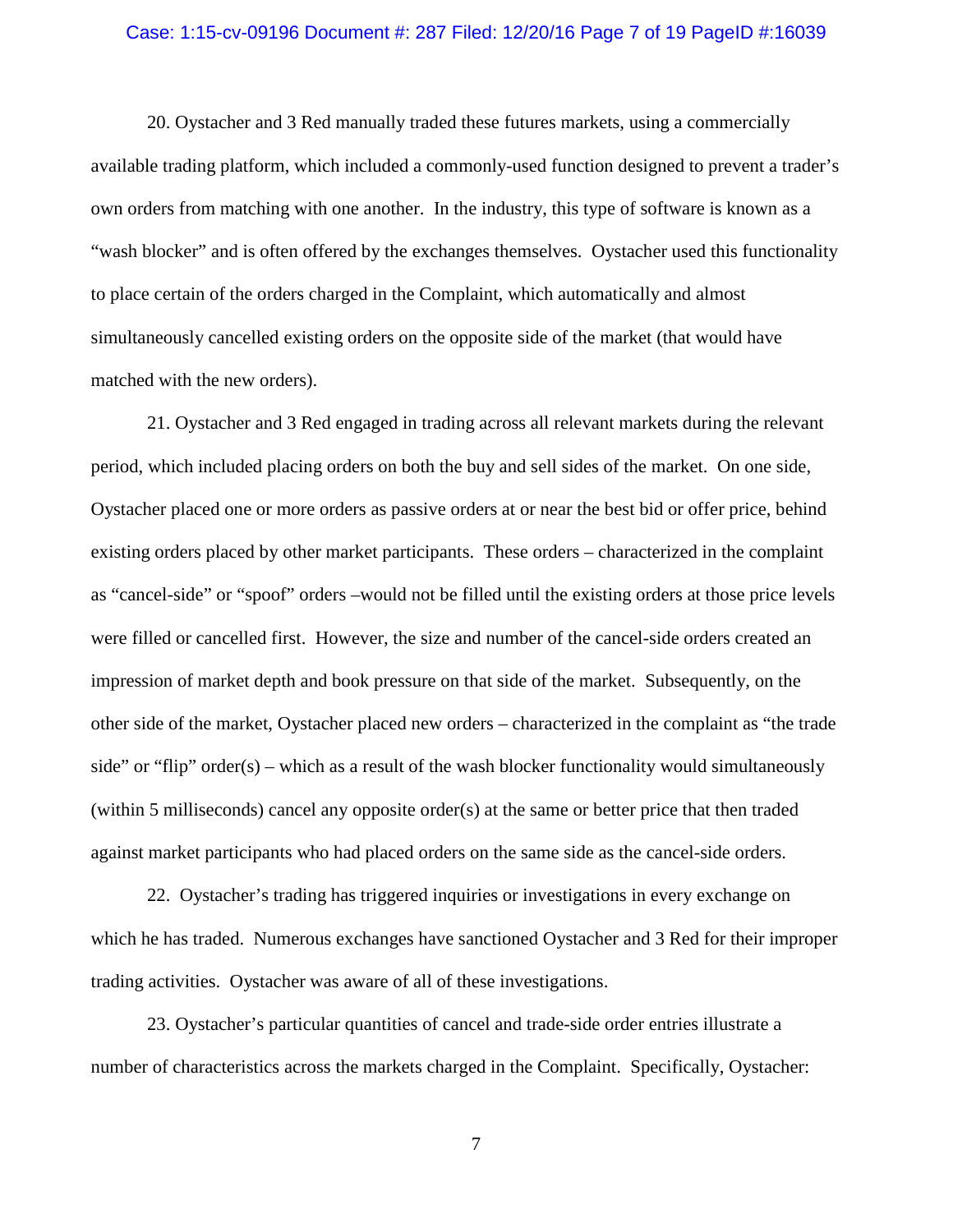20. Oystacher and 3 Red manually traded these futures markets, using a commercially available trading platform, which included a commonly-used function designed to prevent a trader's own orders from matching with one another. In the industry, this type of software is known as a "wash blocker" and is often offered by the exchanges themselves. Oystacher used this functionality to place certain of the orders charged in the Complaint, which automatically and almost simultaneously cancelled existing orders on the opposite side of the market (that would have matched with the new orders).

21. Oystacher and 3 Red engaged in trading across all relevant markets during the relevant period, which included placing orders on both the buy and sell sides of the market. On one side, Oystacher placed one or more orders as passive orders at or near the best bid or offer price, behind existing orders placed by other market participants. These orders – characterized in the complaint as "cancel-side" or "spoof" orders –would not be filled until the existing orders at those price levels were filled or cancelled first. However, the size and number of the cancel-side orders created an impression of market depth and book pressure on that side of the market. Subsequently, on the other side of the market, Oystacher placed new orders – characterized in the complaint as "the trade side" or "flip" order(s) – which as a result of the wash blocker functionality would simultaneously (within 5 milliseconds) cancel any opposite order(s) at the same or better price that then traded against market participants who had placed orders on the same side as the cancel-side orders.

22. Oystacher's trading has triggered inquiries or investigations in every exchange on which he has traded. Numerous exchanges have sanctioned Oystacher and 3 Red for their improper trading activities. Oystacher was aware of all of these investigations.

23. Oystacher's particular quantities of cancel and trade-side order entries illustrate a number of characteristics across the markets charged in the Complaint. Specifically, Oystacher: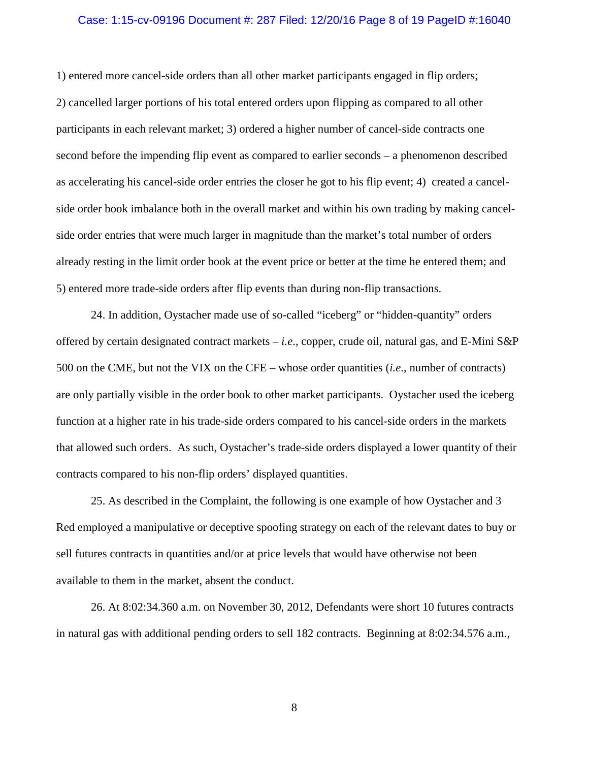1) entered more cancel-side orders than all other market participants engaged in flip orders; 2) cancelled larger portions of his total entered orders upon flipping as compared to all other participants in each relevant market; 3) ordered a higher number of cancel-side contracts one second before the impending flip event as compared to earlier seconds – a phenomenon described as accelerating his cancel-side order entries the closer he got to his flip event; 4) created a cancel-side order book imbalance both in the overall market and within his own trading by making cancel-side order entries that were much larger in magnitude than the market's total number of orders already resting in the limit order book at the event price or better at the time he entered them; and 5) entered more trade-side orders after flip events than during non-flip transactions.

24. In addition, Oystacher made use of so-called "iceberg" or "hidden-quantity" orders offered by certain designated contract markets – *i.e.*, copper, crude oil, natural gas, and E-Mini S&P 500 on the CME, but not the VIX on the CFE – whose order quantities (*i.e.*, number of contracts) are only partially visible in the order book to other market participants. Oystacher used the iceberg function at a higher rate in his trade-side orders compared to his cancel-side orders in the markets that allowed such orders. As such, Oystacher's trade-side orders displayed a lower quantity of their contracts compared to his non-flip orders' displayed quantities.

25. As described in the Complaint, the following is one example of how Oystacher and 3 Red employed a manipulative or deceptive spoofing strategy on each of the relevant dates to buy or sell futures contracts in quantities and/or at price levels that would have otherwise not been available to them in the market, absent the conduct.

26. At 8:02:34.360 a.m. on November 30, 2012, Defendants were short 10 futures contracts in natural gas with additional pending orders to sell 182 contracts. Beginning at 8:02:34.576 a.m.,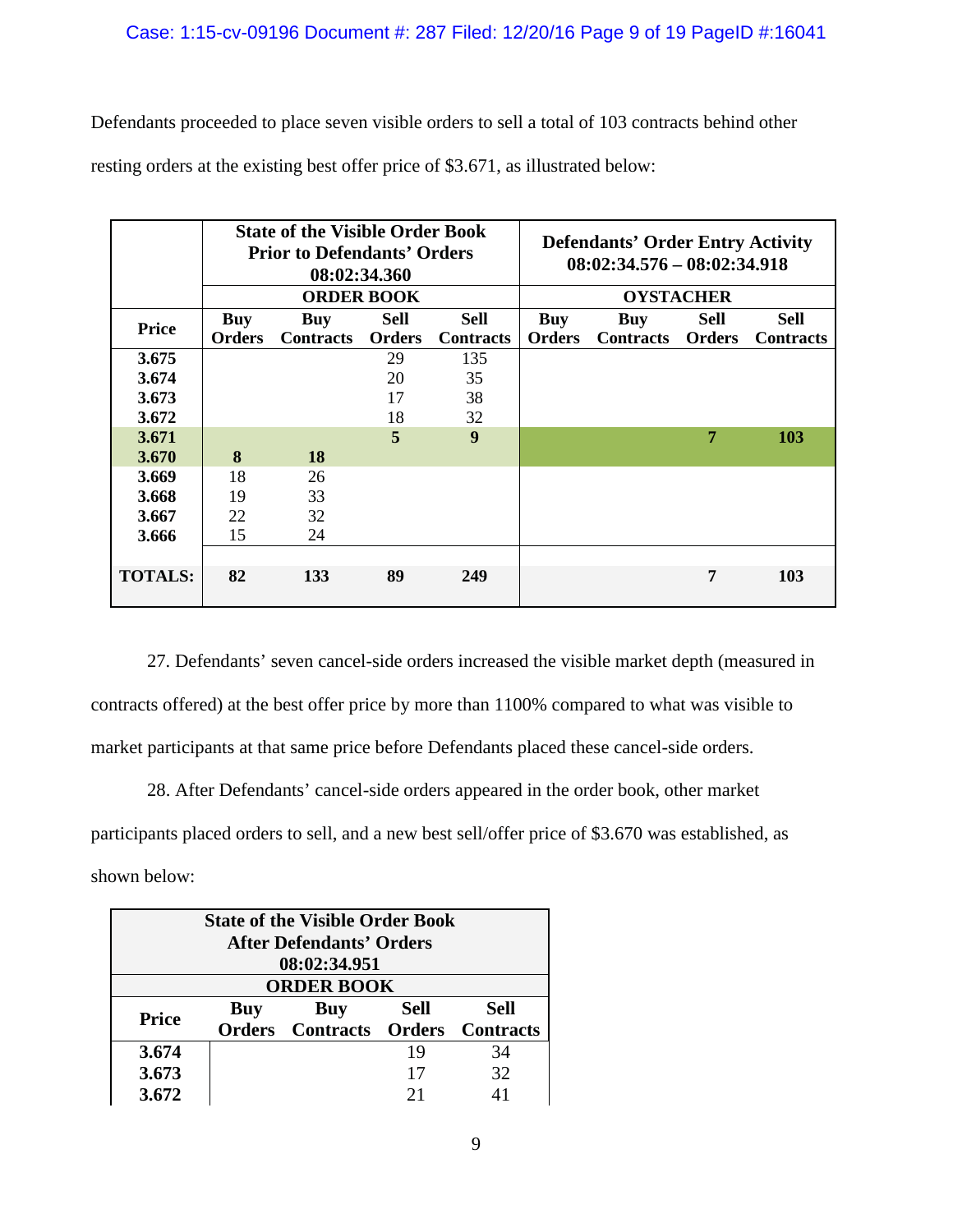Defendants proceeded to place seven visible orders to sell a total of 103 contracts behind other resting orders at the existing best offer price of $3.671, as illustrated below:

| | State of the Visible Order Book Prior to Defendants' Orders 08:02:34.360 | | | | Defendants' Order Entry Activity 08:02:34.576 – 08:02:34.918 | | | |
|---|---|---|---|---|---|---|---|---|
| | ORDER BOOK | | | | OYSTACHER | | | |
| **Price** | **Buy Orders** | **Buy Contracts** | **Sell Orders** | **Sell Contracts** | **Buy Orders** | **Buy Contracts** | **Sell Orders** | **Sell Contracts** |
| **3.675** | | | 29 | 135 | | | | |
| **3.674** | | | 20 | 35 | | | | |
| **3.673** | | | 17 | 38 | | | | |
| **3.672** | | | 18 | 32 | | | | |
| **3.671** | | | **5** | **9** | | | **7** | **103** |
| **3.670** | **8** | **18** | | | | | | |
| **3.669** | 18 | 26 | | | | | | |
| **3.668** | 19 | 33 | | | | | | |
| **3.667** | 22 | 32 | | | | | | |
| **3.666** | 15 | 24 | | | | | | |
| **TOTALS:** | **82** | **133** | **89** | **249** | | | **7** | **103** |

27. Defendants' seven cancel-side orders increased the visible market depth (measured in contracts offered) at the best offer price by more than 1100% compared to what was visible to market participants at that same price before Defendants placed these cancel-side orders.

28. After Defendants' cancel-side orders appeared in the order book, other market participants placed orders to sell, and a new best sell/offer price of $3.670 was established, as shown below:

| | State of the Visible Order Book After Defendants' Orders 08:02:34.951 | | | |
|---|---|---|---|---|
| | ORDER BOOK | | | |
| **Price** | **Buy Orders** | **Buy Contracts** | **Sell Orders** | **Sell Contracts** |
| **3.674** | | | 19 | 34 |
| **3.673** | | | 17 | 32 |
| **3.672** | | | 21 | 41 |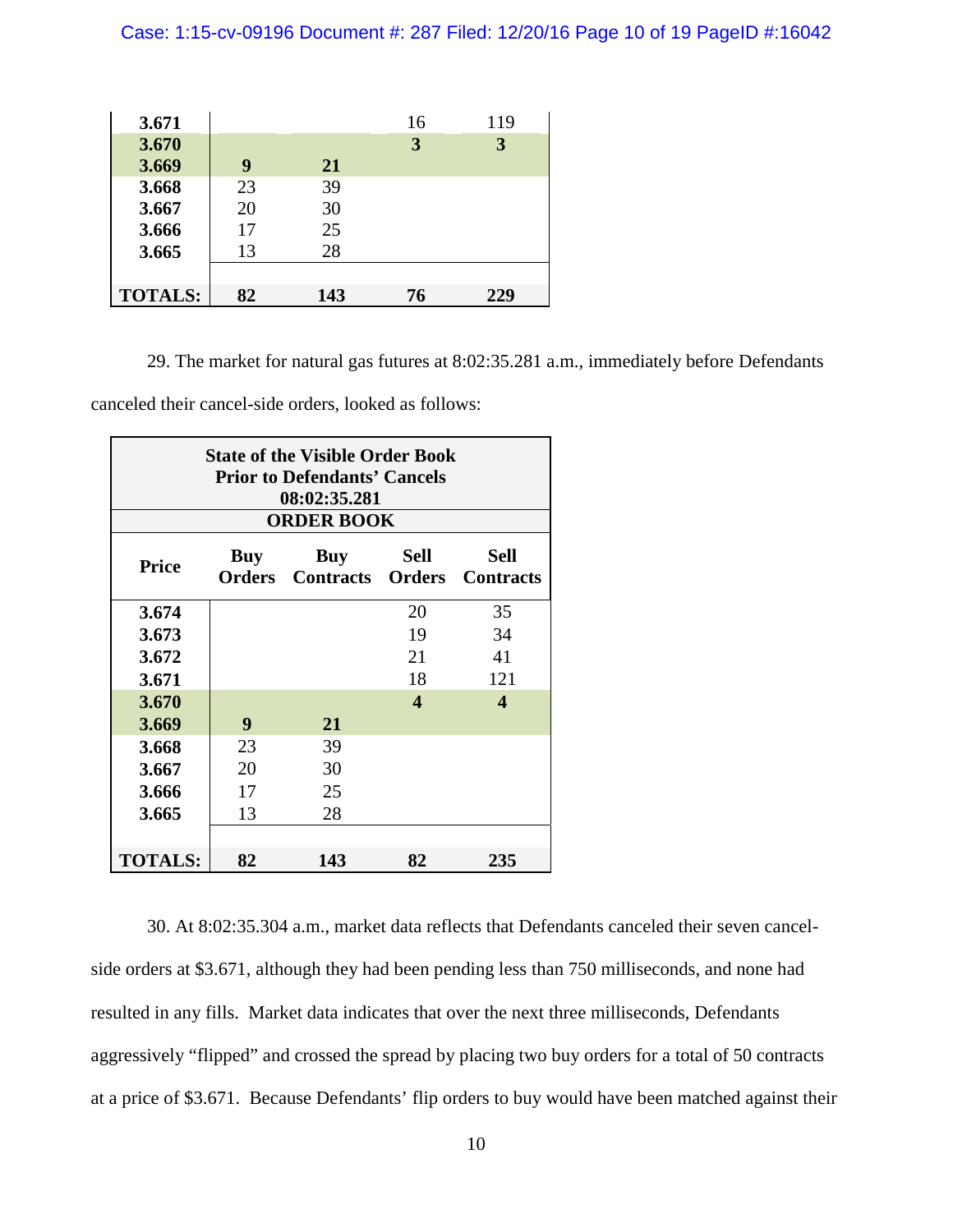| | | | | |
|---|---|---|---|---|
| **3.671** | | | 16 | 119 |
| **3.670** | | | **3** | **3** |
| **3.669** | **9** | **21** | | |
| **3.668** | 23 | 39 | | |
| **3.667** | 20 | 30 | | |
| **3.666** | 17 | 25 | | |
| **3.665** | 13 | 28 | | |
| **TOTALS:** | **82** | **143** | **76** | **229** |

29. The market for natural gas futures at 8:02:35.281 a.m., immediately before Defendants canceled their cancel-side orders, looked as follows:

| **State of the Visible Order Book Prior to Defendants' Cancels 08:02:35.281** | | | | |
|---|---|---|---|---|
| **ORDER BOOK** | | | | |
| **Price** | **Buy Orders** | **Buy Contracts** | **Sell Orders** | **Sell Contracts** |
| **3.674** | | | 20 | 35 |
| **3.673** | | | 19 | 34 |
| **3.672** | | | 21 | 41 |
| **3.671** | | | 18 | 121 |
| **3.670** | | | **4** | **4** |
| **3.669** | **9** | **21** | | |
| **3.668** | 23 | 39 | | |
| **3.667** | 20 | 30 | | |
| **3.666** | 17 | 25 | | |
| **3.665** | 13 | 28 | | |
| **TOTALS:** | **82** | **143** | **82** | **235** |

30. At 8:02:35.304 a.m., market data reflects that Defendants canceled their seven cancel-side orders at $3.671, although they had been pending less than 750 milliseconds, and none had resulted in any fills. Market data indicates that over the next three milliseconds, Defendants aggressively "flipped" and crossed the spread by placing two buy orders for a total of 50 contracts at a price of $3.671. Because Defendants' flip orders to buy would have been matched against their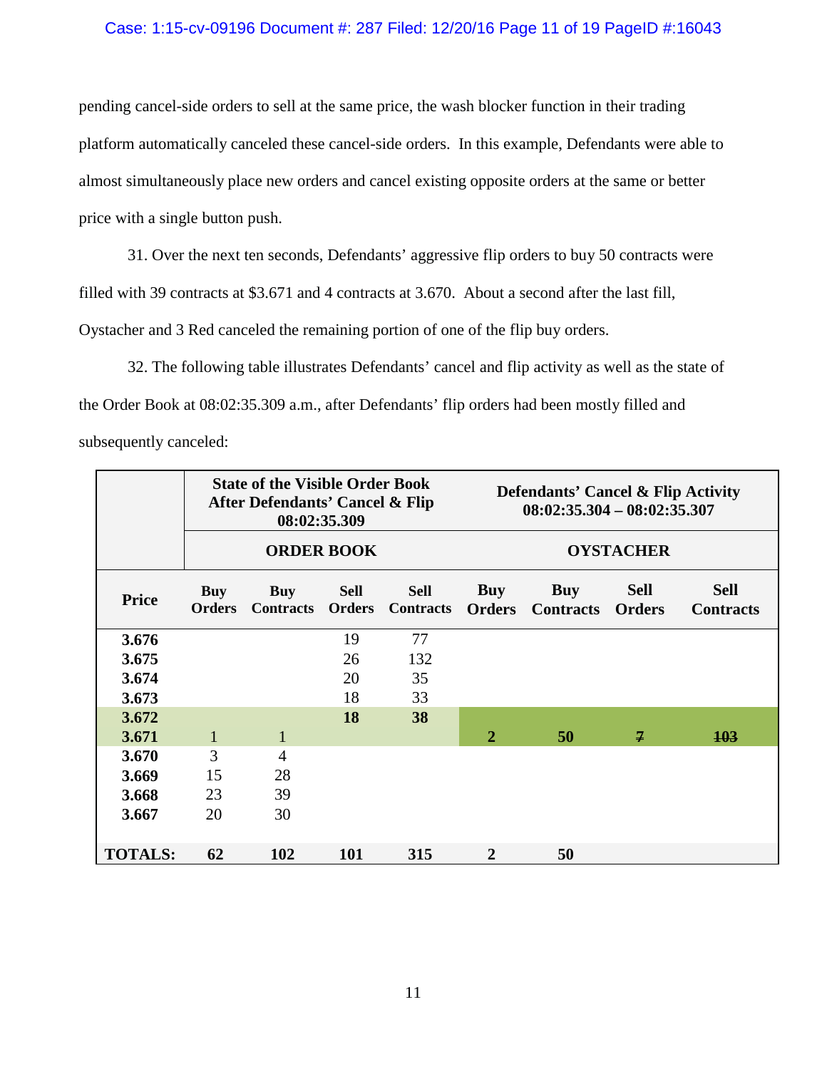pending cancel-side orders to sell at the same price, the wash blocker function in their trading platform automatically canceled these cancel-side orders. In this example, Defendants were able to almost simultaneously place new orders and cancel existing opposite orders at the same or better price with a single button push.

31. Over the next ten seconds, Defendants' aggressive flip orders to buy 50 contracts were filled with 39 contracts at $3.671 and 4 contracts at 3.670. About a second after the last fill, Oystacher and 3 Red canceled the remaining portion of one of the flip buy orders.

32. The following table illustrates Defendants' cancel and flip activity as well as the state of the Order Book at 08:02:35.309 a.m., after Defendants' flip orders had been mostly filled and subsequently canceled:

| | **State of the Visible Order Book After Defendants' Cancel & Flip 08:02:35.309** | | | | **Defendants' Cancel & Flip Activity 08:02:35.304 – 08:02:35.307** | | | |
|---|---|---|---|---|---|---|---|---|
| | **ORDER BOOK** | | | | **OYSTACHER** | | | |
| **Price** | **Buy Orders** | **Buy Contracts** | **Sell Orders** | **Sell Contracts** | **Buy Orders** | **Buy Contracts** | **Sell Orders** | **Sell Contracts** |
| **3.676** | | | 19 | 77 | | | | |
| **3.675** | | | 26 | 132 | | | | |
| **3.674** | | | 20 | 35 | | | | |
| **3.673** | | | 18 | 33 | | | | |
| **3.672** | | | **18** | **38** | | | | |
| **3.671** | 1 | 1 | | | **2** | **50** | ~~7~~ | ~~103~~ |
| **3.670** | 3 | 4 | | | | | | |
| **3.669** | 15 | 28 | | | | | | |
| **3.668** | 23 | 39 | | | | | | |
| **3.667** | 20 | 30 | | | | | | |
| **TOTALS:** | **62** | **102** | **101** | **315** | **2** | **50** | | |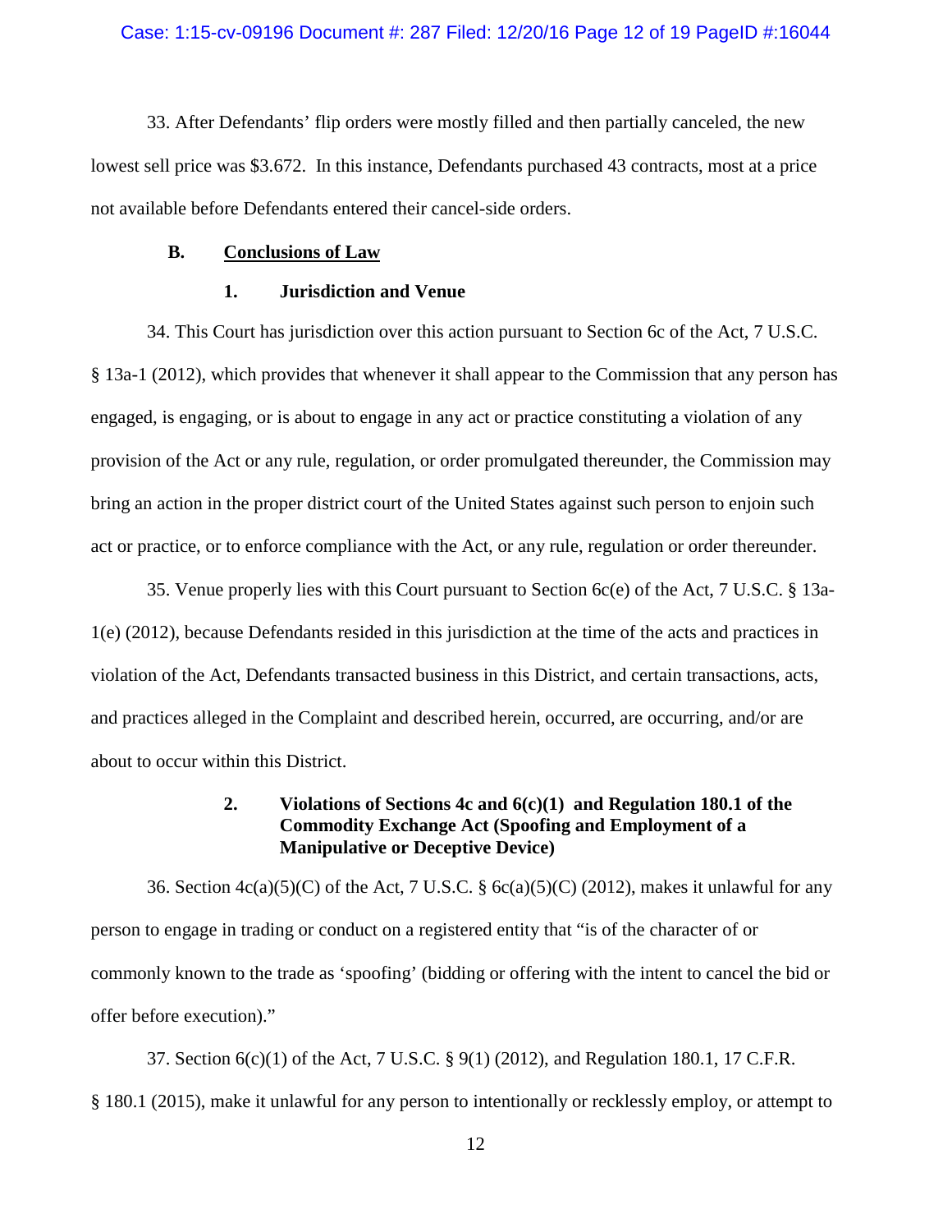33. After Defendants' flip orders were mostly filled and then partially canceled, the new lowest sell price was $3.672. In this instance, Defendants purchased 43 contracts, most at a price not available before Defendants entered their cancel-side orders.

### B. Conclusions of Law

#### 1. Jurisdiction and Venue

34. This Court has jurisdiction over this action pursuant to Section 6c of the Act, 7 U.S.C. § 13a-1 (2012), which provides that whenever it shall appear to the Commission that any person has engaged, is engaging, or is about to engage in any act or practice constituting a violation of any provision of the Act or any rule, regulation, or order promulgated thereunder, the Commission may bring an action in the proper district court of the United States against such person to enjoin such act or practice, or to enforce compliance with the Act, or any rule, regulation or order thereunder.

35. Venue properly lies with this Court pursuant to Section 6c(e) of the Act, 7 U.S.C. § 13a-1(e) (2012), because Defendants resided in this jurisdiction at the time of the acts and practices in violation of the Act, Defendants transacted business in this District, and certain transactions, acts, and practices alleged in the Complaint and described herein, occurred, are occurring, and/or are about to occur within this District.

#### 2. Violations of Sections 4c and 6(c)(1) and Regulation 180.1 of the Commodity Exchange Act (Spoofing and Employment of a Manipulative or Deceptive Device)

36. Section 4c(a)(5)(C) of the Act, 7 U.S.C. § 6c(a)(5)(C) (2012), makes it unlawful for any person to engage in trading or conduct on a registered entity that "is of the character of or commonly known to the trade as 'spoofing' (bidding or offering with the intent to cancel the bid or offer before execution)."

37. Section 6(c)(1) of the Act, 7 U.S.C. § 9(1) (2012), and Regulation 180.1, 17 C.F.R. § 180.1 (2015), make it unlawful for any person to intentionally or recklessly employ, or attempt to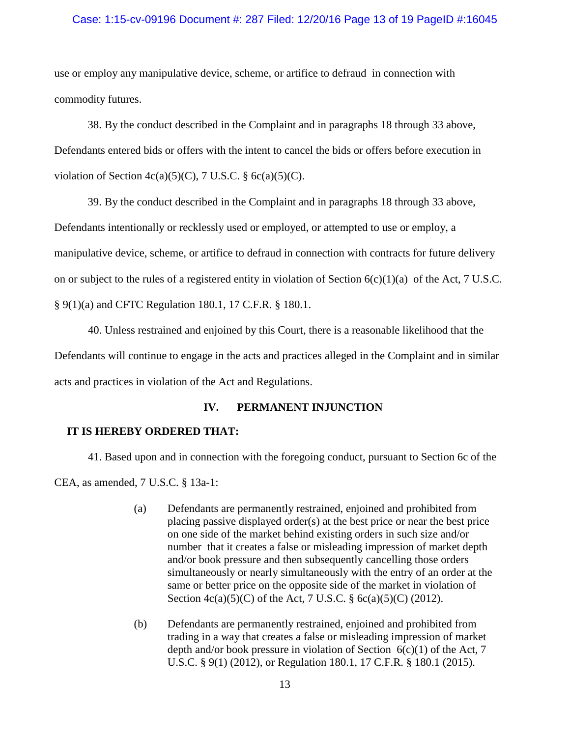use or employ any manipulative device, scheme, or artifice to defraud in connection with commodity futures.

38. By the conduct described in the Complaint and in paragraphs 18 through 33 above, Defendants entered bids or offers with the intent to cancel the bids or offers before execution in violation of Section 4c(a)(5)(C), 7 U.S.C. § 6c(a)(5)(C).

39. By the conduct described in the Complaint and in paragraphs 18 through 33 above, Defendants intentionally or recklessly used or employed, or attempted to use or employ, a manipulative device, scheme, or artifice to defraud in connection with contracts for future delivery on or subject to the rules of a registered entity in violation of Section 6(c)(1)(a) of the Act, 7 U.S.C. § 9(1)(a) and CFTC Regulation 180.1, 17 C.F.R. § 180.1.

40. Unless restrained and enjoined by this Court, there is a reasonable likelihood that the Defendants will continue to engage in the acts and practices alleged in the Complaint and in similar acts and practices in violation of the Act and Regulations.

## IV. PERMANENT INJUNCTION

**IT IS HEREBY ORDERED THAT:**

41. Based upon and in connection with the foregoing conduct, pursuant to Section 6c of the CEA, as amended, 7 U.S.C. § 13a-1:

(a) Defendants are permanently restrained, enjoined and prohibited from placing passive displayed order(s) at the best price or near the best price on one side of the market behind existing orders in such size and/or number that it creates a false or misleading impression of market depth and/or book pressure and then subsequently cancelling those orders simultaneously or nearly simultaneously with the entry of an order at the same or better price on the opposite side of the market in violation of Section 4c(a)(5)(C) of the Act, 7 U.S.C. § 6c(a)(5)(C) (2012).

(b) Defendants are permanently restrained, enjoined and prohibited from trading in a way that creates a false or misleading impression of market depth and/or book pressure in violation of Section 6(c)(1) of the Act, 7 U.S.C. § 9(1) (2012), or Regulation 180.1, 17 C.F.R. § 180.1 (2015).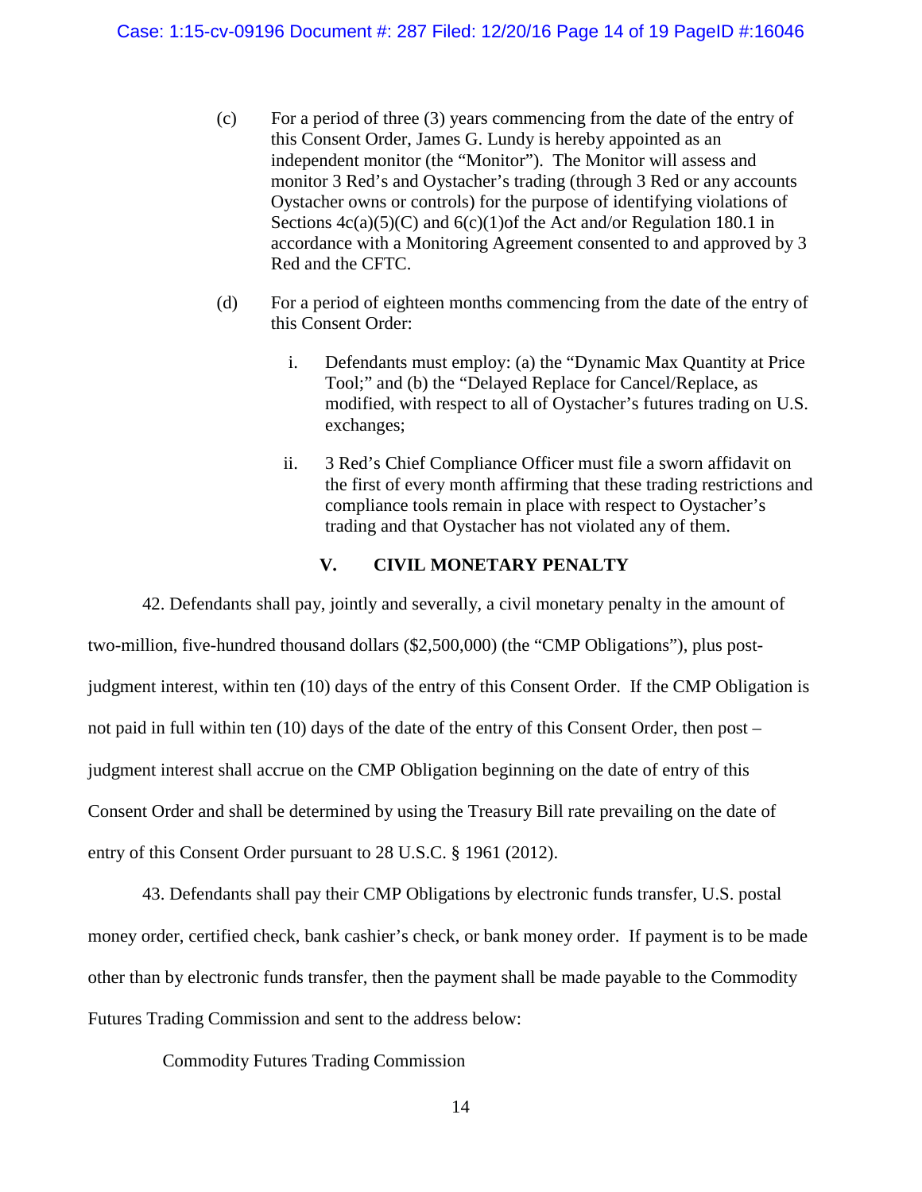(c) For a period of three (3) years commencing from the date of the entry of this Consent Order, James G. Lundy is hereby appointed as an independent monitor (the "Monitor"). The Monitor will assess and monitor 3 Red's and Oystacher's trading (through 3 Red or any accounts Oystacher owns or controls) for the purpose of identifying violations of Sections 4c(a)(5)(C) and 6(c)(1)of the Act and/or Regulation 180.1 in accordance with a Monitoring Agreement consented to and approved by 3 Red and the CFTC.

(d) For a period of eighteen months commencing from the date of the entry of this Consent Order:

i. Defendants must employ: (a) the "Dynamic Max Quantity at Price Tool;" and (b) the "Delayed Replace for Cancel/Replace, as modified, with respect to all of Oystacher's futures trading on U.S. exchanges;

ii. 3 Red's Chief Compliance Officer must file a sworn affidavit on the first of every month affirming that these trading restrictions and compliance tools remain in place with respect to Oystacher's trading and that Oystacher has not violated any of them.

## V. CIVIL MONETARY PENALTY

42. Defendants shall pay, jointly and severally, a civil monetary penalty in the amount of two-million, five-hundred thousand dollars ($2,500,000) (the "CMP Obligations"), plus post-judgment interest, within ten (10) days of the entry of this Consent Order. If the CMP Obligation is not paid in full within ten (10) days of the date of the entry of this Consent Order, then post – judgment interest shall accrue on the CMP Obligation beginning on the date of entry of this Consent Order and shall be determined by using the Treasury Bill rate prevailing on the date of entry of this Consent Order pursuant to 28 U.S.C. § 1961 (2012).

43. Defendants shall pay their CMP Obligations by electronic funds transfer, U.S. postal money order, certified check, bank cashier's check, or bank money order. If payment is to be made other than by electronic funds transfer, then the payment shall be made payable to the Commodity Futures Trading Commission and sent to the address below:

Commodity Futures Trading Commission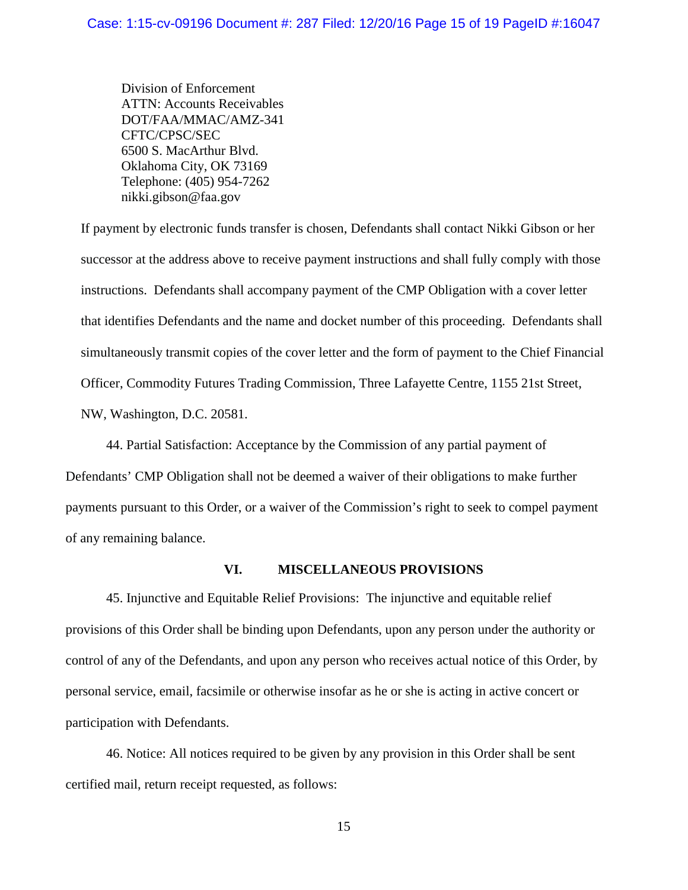Division of Enforcement
ATTN: Accounts Receivables
DOT/FAA/MMAC/AMZ-341
CFTC/CPSC/SEC
6500 S. MacArthur Blvd.
Oklahoma City, OK 73169
Telephone: (405) 954-7262
nikki.gibson@faa.gov

If payment by electronic funds transfer is chosen, Defendants shall contact Nikki Gibson or her successor at the address above to receive payment instructions and shall fully comply with those instructions. Defendants shall accompany payment of the CMP Obligation with a cover letter that identifies Defendants and the name and docket number of this proceeding. Defendants shall simultaneously transmit copies of the cover letter and the form of payment to the Chief Financial Officer, Commodity Futures Trading Commission, Three Lafayette Centre, 1155 21st Street, NW, Washington, D.C. 20581.

44. Partial Satisfaction: Acceptance by the Commission of any partial payment of Defendants' CMP Obligation shall not be deemed a waiver of their obligations to make further payments pursuant to this Order, or a waiver of the Commission's right to seek to compel payment of any remaining balance.

## VI. MISCELLANEOUS PROVISIONS

45. Injunctive and Equitable Relief Provisions: The injunctive and equitable relief provisions of this Order shall be binding upon Defendants, upon any person under the authority or control of any of the Defendants, and upon any person who receives actual notice of this Order, by personal service, email, facsimile or otherwise insofar as he or she is acting in active concert or participation with Defendants.

46. Notice: All notices required to be given by any provision in this Order shall be sent certified mail, return receipt requested, as follows: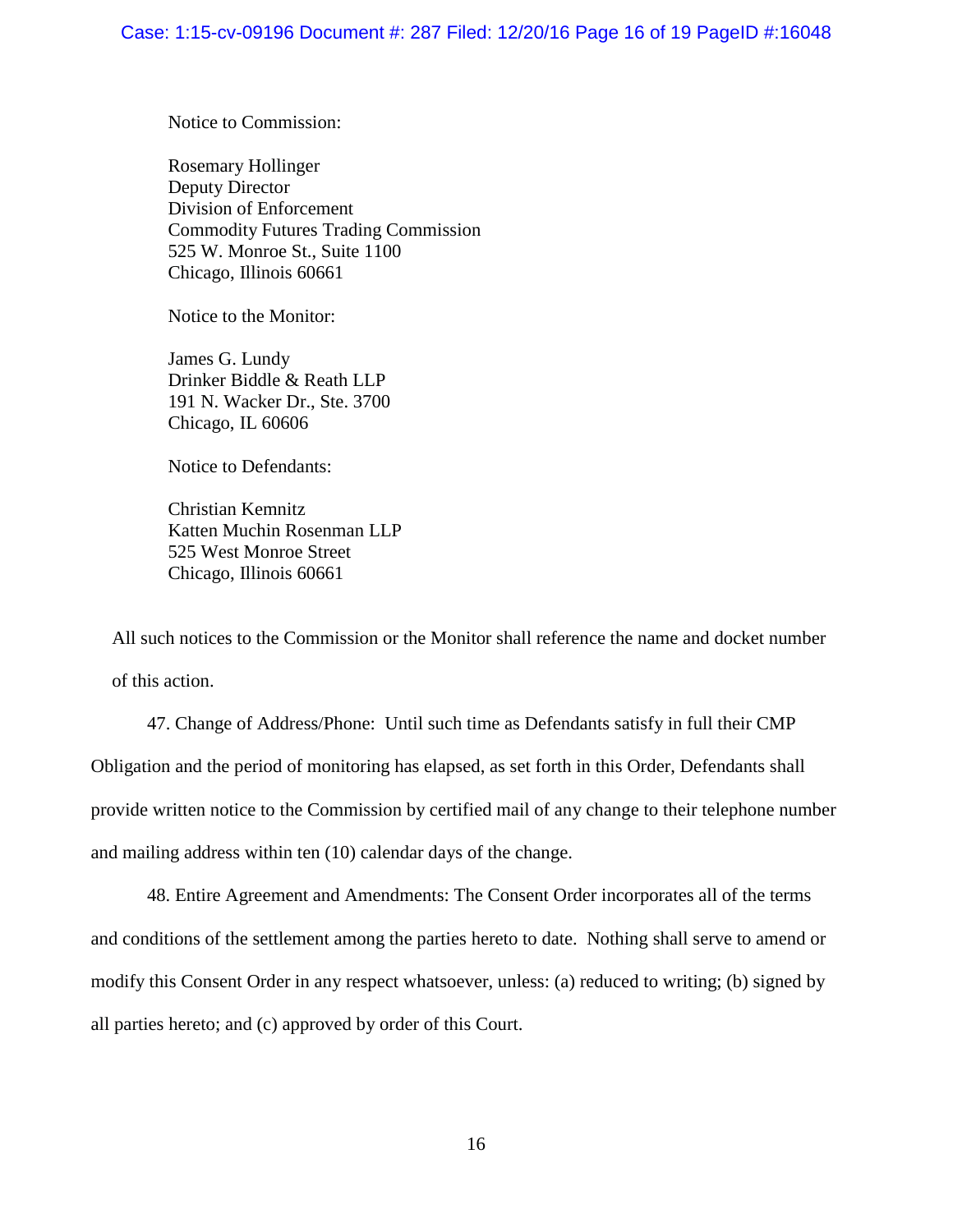Notice to Commission:

Rosemary Hollinger  
Deputy Director  
Division of Enforcement  
Commodity Futures Trading Commission  
525 W. Monroe St., Suite 1100  
Chicago, Illinois 60661

Notice to the Monitor:

James G. Lundy  
Drinker Biddle & Reath LLP  
191 N. Wacker Dr., Ste. 3700  
Chicago, IL 60606

Notice to Defendants:

Christian Kemnitz  
Katten Muchin Rosenman LLP  
525 West Monroe Street  
Chicago, Illinois 60661

All such notices to the Commission or the Monitor shall reference the name and docket number of this action.

47. Change of Address/Phone: Until such time as Defendants satisfy in full their CMP Obligation and the period of monitoring has elapsed, as set forth in this Order, Defendants shall provide written notice to the Commission by certified mail of any change to their telephone number and mailing address within ten (10) calendar days of the change.

48. Entire Agreement and Amendments: The Consent Order incorporates all of the terms and conditions of the settlement among the parties hereto to date. Nothing shall serve to amend or modify this Consent Order in any respect whatsoever, unless: (a) reduced to writing; (b) signed by all parties hereto; and (c) approved by order of this Court.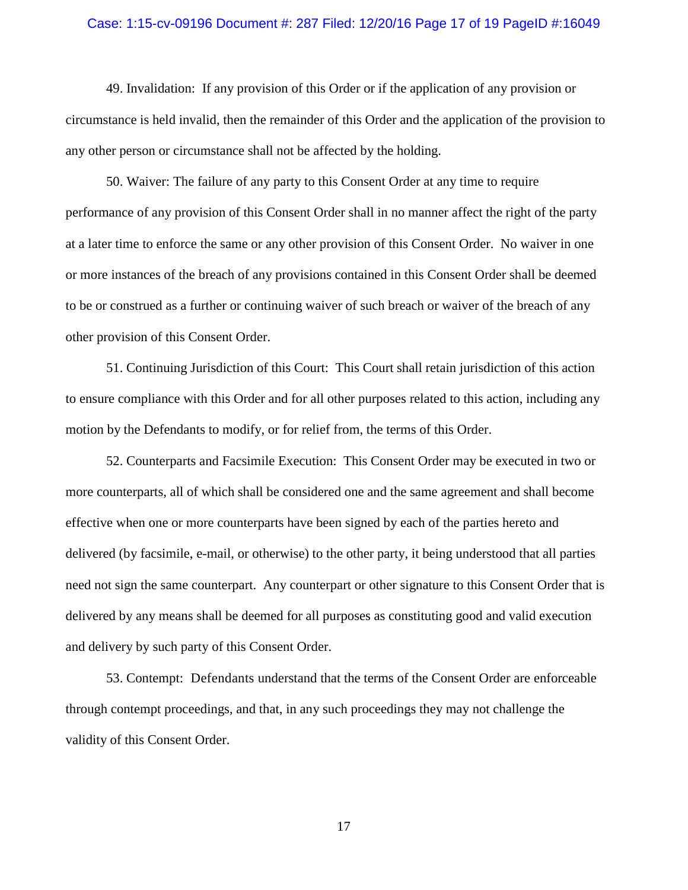49. Invalidation: If any provision of this Order or if the application of any provision or circumstance is held invalid, then the remainder of this Order and the application of the provision to any other person or circumstance shall not be affected by the holding.

50. Waiver: The failure of any party to this Consent Order at any time to require performance of any provision of this Consent Order shall in no manner affect the right of the party at a later time to enforce the same or any other provision of this Consent Order. No waiver in one or more instances of the breach of any provisions contained in this Consent Order shall be deemed to be or construed as a further or continuing waiver of such breach or waiver of the breach of any other provision of this Consent Order.

51. Continuing Jurisdiction of this Court: This Court shall retain jurisdiction of this action to ensure compliance with this Order and for all other purposes related to this action, including any motion by the Defendants to modify, or for relief from, the terms of this Order.

52. Counterparts and Facsimile Execution: This Consent Order may be executed in two or more counterparts, all of which shall be considered one and the same agreement and shall become effective when one or more counterparts have been signed by each of the parties hereto and delivered (by facsimile, e-mail, or otherwise) to the other party, it being understood that all parties need not sign the same counterpart. Any counterpart or other signature to this Consent Order that is delivered by any means shall be deemed for all purposes as constituting good and valid execution and delivery by such party of this Consent Order.

53. Contempt: Defendants understand that the terms of the Consent Order are enforceable through contempt proceedings, and that, in any such proceedings they may not challenge the validity of this Consent Order.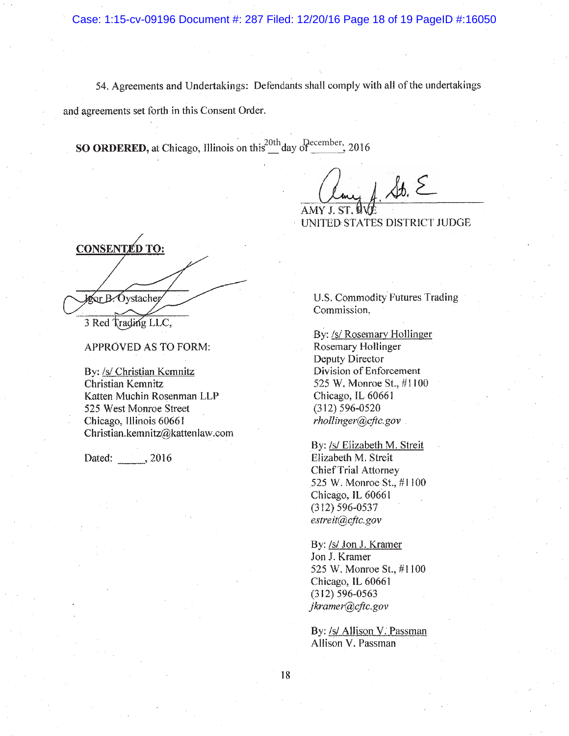54. Agreements and Undertakings: Defendants shall comply with all of the undertakings and agreements set forth in this Consent Order.

**SO ORDERED,** at Chicago, Illinois on this 20th day of December, 2016

AMY J. ST. EVE
UNITED STATES DISTRICT JUDGE

**CONSENTED TO:**

Igor B. Oystacher

3 Red Trading LLC,

APPROVED AS TO FORM:

By: /s/ Christian Kemnitz
Christian Kemnitz
Katten Muchin Rosenman LLP
525 West Monroe Street
Chicago, Illinois 60661
Christian.kemnitz@kattenlaw.com

Dated: ______, 2016

U.S. Commodity Futures Trading Commission,

By: /s/ Rosemary Hollinger
Rosemary Hollinger
Deputy Director
Division of Enforcement
525 W. Monroe St., #1100
Chicago, IL 60661
(312) 596-0520
*rhollinger@cftc.gov*

By: /s/ Elizabeth M. Streit
Elizabeth M. Streit
Chief Trial Attorney
525 W. Monroe St., #1100
Chicago, IL 60661
(312) 596-0537
*estreit@cftc.gov*

By: /s/ Jon J. Kramer
Jon J. Kramer
525 W. Monroe St., #1100
Chicago, IL 60661
(312) 596-0563
*jkramer@cftc.gov*

By: /s/ Allison V. Passman
Allison V. Passman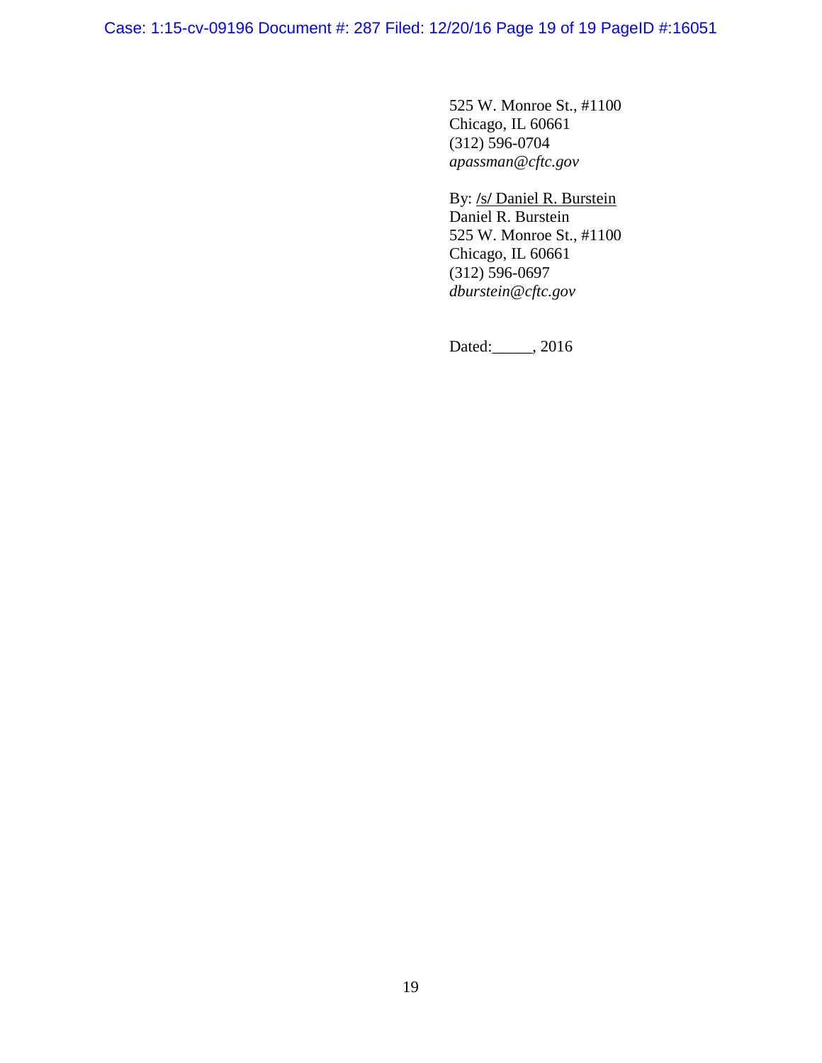525 W. Monroe St., #1100
Chicago, IL 60661
(312) 596-0704
*apassman@cftc.gov*

By: /s/ Daniel R. Burstein
Daniel R. Burstein
525 W. Monroe St., #1100
Chicago, IL 60661
(312) 596-0697
*dburstein@cftc.gov*

Dated:_____, 2016